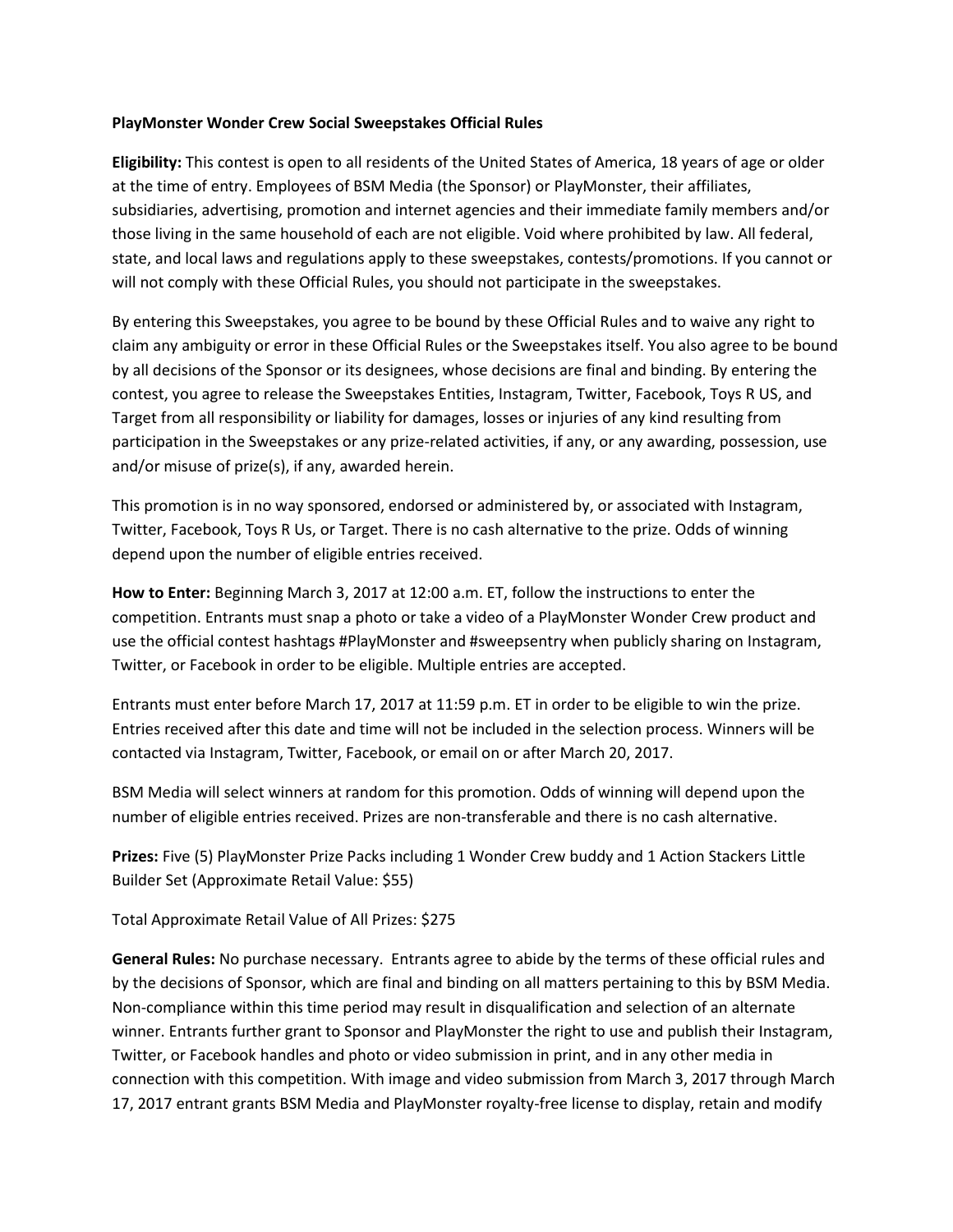**PlayMonster Wonder Crew Social Sweepstakes Official Rules**

**Eligibility:** This contest is open to all residents of the United States of America, 18 years of age or older at the time of entry. Employees of BSM Media (the Sponsor) or PlayMonster, their affiliates, subsidiaries, advertising, promotion and internet agencies and their immediate family members and/or those living in the same household of each are not eligible. Void where prohibited by law. All federal, state, and local laws and regulations apply to these sweepstakes, contests/promotions. If you cannot or will not comply with these Official Rules, you should not participate in the sweepstakes.

By entering this Sweepstakes, you agree to be bound by these Official Rules and to waive any right to claim any ambiguity or error in these Official Rules or the Sweepstakes itself. You also agree to be bound by all decisions of the Sponsor or its designees, whose decisions are final and binding. By entering the contest, you agree to release the Sweepstakes Entities, Instagram, Twitter, Facebook, Toys R US, and Target from all responsibility or liability for damages, losses or injuries of any kind resulting from participation in the Sweepstakes or any prize-related activities, if any, or any awarding, possession, use and/or misuse of prize(s), if any, awarded herein.

This promotion is in no way sponsored, endorsed or administered by, or associated with Instagram, Twitter, Facebook, Toys R Us, or Target. There is no cash alternative to the prize. Odds of winning depend upon the number of eligible entries received.

**How to Enter:** Beginning March 3, 2017 at 12:00 a.m. ET, follow the instructions to enter the competition. Entrants must snap a photo or take a video of a PlayMonster Wonder Crew product and use the official contest hashtags #PlayMonster and #sweepsentry when publicly sharing on Instagram, Twitter, or Facebook in order to be eligible. Multiple entries are accepted.

Entrants must enter before March 17, 2017 at 11:59 p.m. ET in order to be eligible to win the prize. Entries received after this date and time will not be included in the selection process. Winners will be contacted via Instagram, Twitter, Facebook, or email on or after March 20, 2017.

BSM Media will select winners at random for this promotion. Odds of winning will depend upon the number of eligible entries received. Prizes are non-transferable and there is no cash alternative.

**Prizes:** Five (5) PlayMonster Prize Packs including 1 Wonder Crew buddy and 1 Action Stackers Little Builder Set (Approximate Retail Value: $55)

Total Approximate Retail Value of All Prizes: $275

**General Rules:** No purchase necessary. Entrants agree to abide by the terms of these official rules and by the decisions of Sponsor, which are final and binding on all matters pertaining to this by BSM Media. Non-compliance within this time period may result in disqualification and selection of an alternate winner. Entrants further grant to Sponsor and PlayMonster the right to use and publish their Instagram, Twitter, or Facebook handles and photo or video submission in print, and in any other media in connection with this competition. With image and video submission from March 3, 2017 through March 17, 2017 entrant grants BSM Media and PlayMonster royalty-free license to display, retain and modify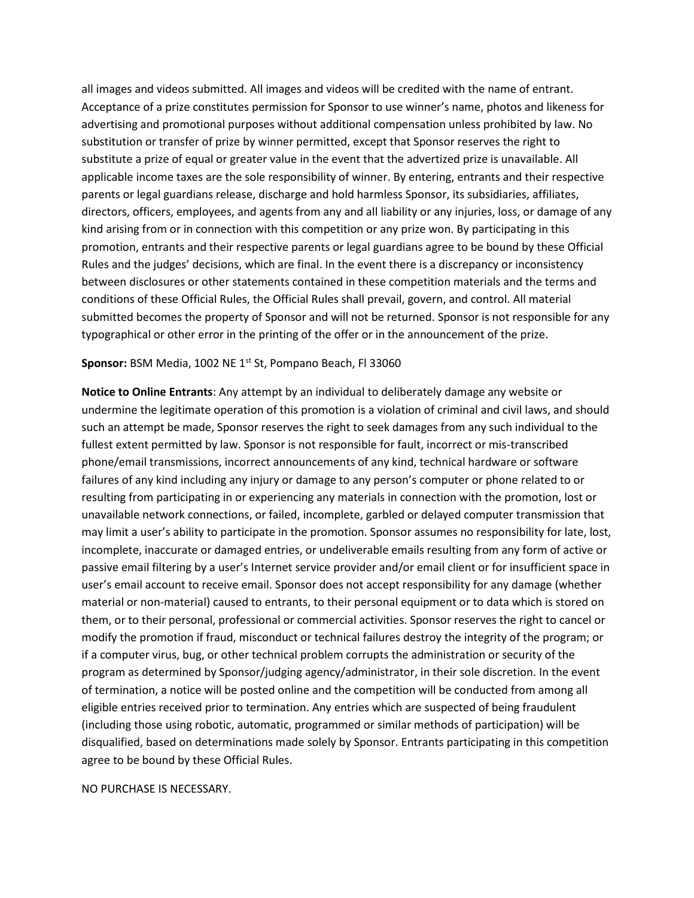all images and videos submitted. All images and videos will be credited with the name of entrant. Acceptance of a prize constitutes permission for Sponsor to use winner's name, photos and likeness for advertising and promotional purposes without additional compensation unless prohibited by law. No substitution or transfer of prize by winner permitted, except that Sponsor reserves the right to substitute a prize of equal or greater value in the event that the advertized prize is unavailable. All applicable income taxes are the sole responsibility of winner. By entering, entrants and their respective parents or legal guardians release, discharge and hold harmless Sponsor, its subsidiaries, affiliates, directors, officers, employees, and agents from any and all liability or any injuries, loss, or damage of any kind arising from or in connection with this competition or any prize won. By participating in this promotion, entrants and their respective parents or legal guardians agree to be bound by these Official Rules and the judges' decisions, which are final. In the event there is a discrepancy or inconsistency between disclosures or other statements contained in these competition materials and the terms and conditions of these Official Rules, the Official Rules shall prevail, govern, and control. All material submitted becomes the property of Sponsor and will not be returned. Sponsor is not responsible for any typographical or other error in the printing of the offer or in the announcement of the prize.

**Sponsor:** BSM Media, 1002 NE 1st St, Pompano Beach, Fl 33060

**Notice to Online Entrants**: Any attempt by an individual to deliberately damage any website or undermine the legitimate operation of this promotion is a violation of criminal and civil laws, and should such an attempt be made, Sponsor reserves the right to seek damages from any such individual to the fullest extent permitted by law. Sponsor is not responsible for fault, incorrect or mis-transcribed phone/email transmissions, incorrect announcements of any kind, technical hardware or software failures of any kind including any injury or damage to any person's computer or phone related to or resulting from participating in or experiencing any materials in connection with the promotion, lost or unavailable network connections, or failed, incomplete, garbled or delayed computer transmission that may limit a user's ability to participate in the promotion. Sponsor assumes no responsibility for late, lost, incomplete, inaccurate or damaged entries, or undeliverable emails resulting from any form of active or passive email filtering by a user's Internet service provider and/or email client or for insufficient space in user's email account to receive email. Sponsor does not accept responsibility for any damage (whether material or non-material) caused to entrants, to their personal equipment or to data which is stored on them, or to their personal, professional or commercial activities. Sponsor reserves the right to cancel or modify the promotion if fraud, misconduct or technical failures destroy the integrity of the program; or if a computer virus, bug, or other technical problem corrupts the administration or security of the program as determined by Sponsor/judging agency/administrator, in their sole discretion. In the event of termination, a notice will be posted online and the competition will be conducted from among all eligible entries received prior to termination. Any entries which are suspected of being fraudulent (including those using robotic, automatic, programmed or similar methods of participation) will be disqualified, based on determinations made solely by Sponsor. Entrants participating in this competition agree to be bound by these Official Rules.

NO PURCHASE IS NECESSARY.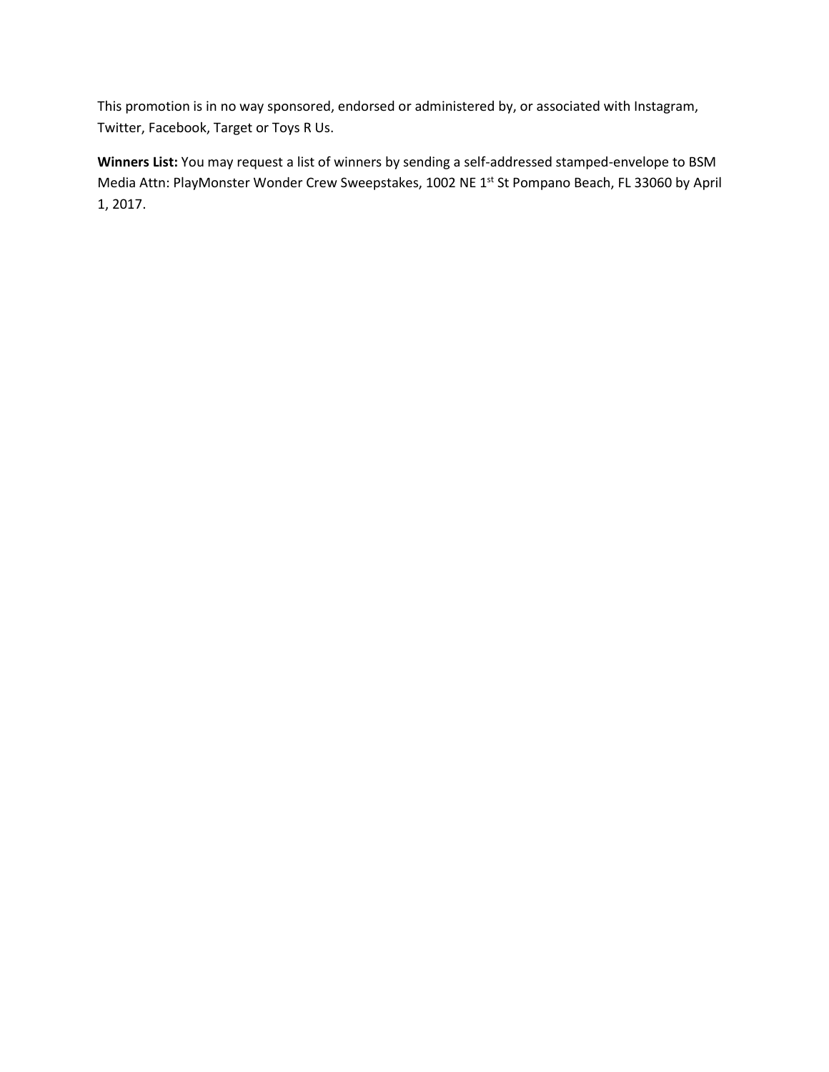This promotion is in no way sponsored, endorsed or administered by, or associated with Instagram, Twitter, Facebook, Target or Toys R Us.

**Winners List:** You may request a list of winners by sending a self-addressed stamped-envelope to BSM Media Attn: PlayMonster Wonder Crew Sweepstakes, 1002 NE 1st St Pompano Beach, FL 33060 by April 1, 2017.